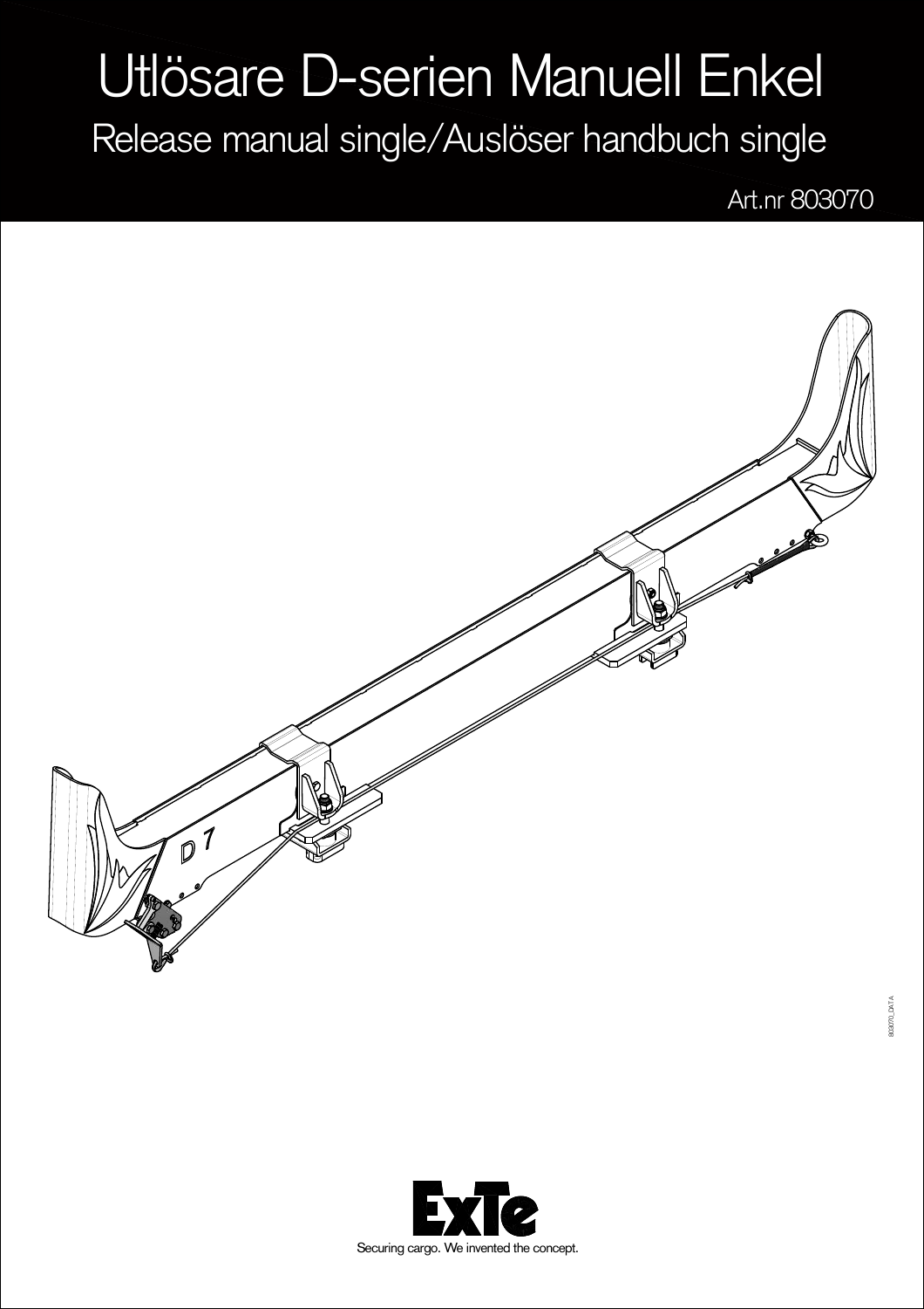# Utlösare D-serien Manuell Enkel

## Release manual single/Auslöser handbuch single

Art.nr 803070

D 7

803070_D47_A

Securing cargo. We invented the concept.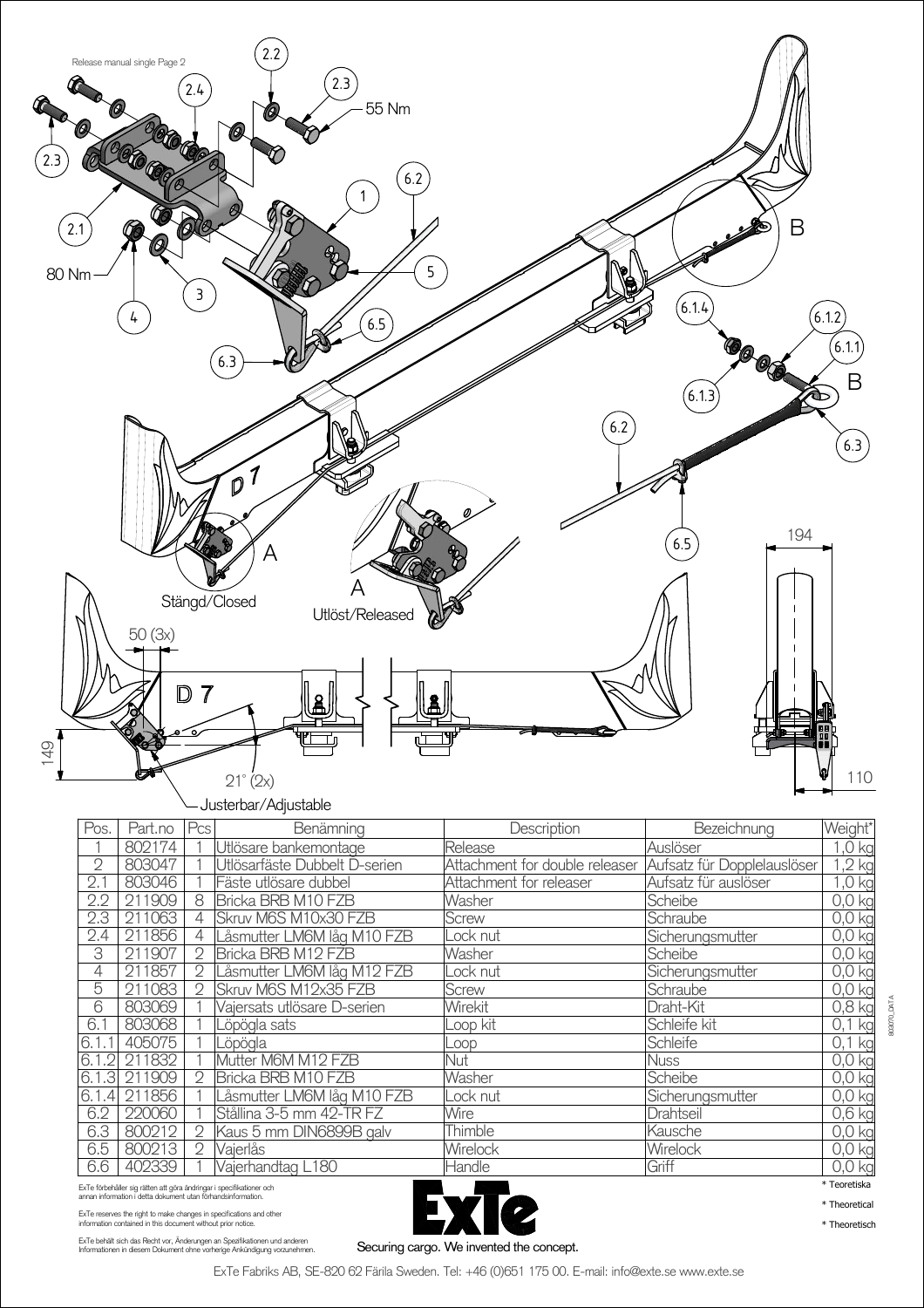Release manual single Page 2

2.2
2.3
55 Nm
2.4
2.3
2.1
80 Nm
3
4
1
6.2
5
6.5
6.3
B
6.1.4
6.1.2
6.1.1
B
6.1.3
6.2
6.3
D 7
A
A
Stängd/Closed
Utlöst/Released
6.5
194
50 (3x)
D 7
149
21° (2x)
110
Justerbar/Adjustable

| Pos. | Part.no | Pcs | Benämning | Description | Bezeichnung | Weight* |
|---|---|---|---|---|---|---|
| 1 | 802174 | 1 | Utlösare bankemontage | Release | Auslöser | 1,0 kg |
| 2 | 803047 | 1 | Utlösarfäste Dubbelt D-serien | Attachment for double releaser | Aufsatz für Dopplelauslöser | 1,2 kg |
| 2.1 | 803046 | 1 | Fäste utlösare dubbel | Attachment for releaser | Aufsatz für auslöser | 1,0 kg |
| 2.2 | 211909 | 8 | Bricka BRB M10 FZB | Washer | Scheibe | 0,0 kg |
| 2.3 | 211063 | 4 | Skruv M6S M10x30 FZB | Screw | Schraube | 0,0 kg |
| 2.4 | 211856 | 4 | Låsmutter LM6M låg M10 FZB | Lock nut | Sicherungsmutter | 0,0 kg |
| 3 | 211907 | 2 | Bricka BRB M12 FZB | Washer | Scheibe | 0,0 kg |
| 4 | 211857 | 2 | Låsmutter LM6M låg M12 FZB | Lock nut | Sicherungsmutter | 0,0 kg |
| 5 | 211083 | 2 | Skruv M6S M12x35 FZB | Screw | Schraube | 0,0 kg |
| 6 | 803069 | 1 | Vajersats utlösare D-serien | Wirekit | Draht-Kit | 0,8 kg |
| 6.1 | 803068 | 1 | Löpögla sats | Loop kit | Schleife kit | 0,1 kg |
| 6.1.1 | 405075 | 1 | Löpögla | Loop | Schleife | 0,1 kg |
| 6.1.2 | 211832 | 1 | Mutter M6M M12 FZB | Nut | Nuss | 0,0 kg |
| 6.1.3 | 211909 | 2 | Bricka BRB M10 FZB | Washer | Scheibe | 0,0 kg |
| 6.1.4 | 211856 | 1 | Låsmutter LM6M låg M10 FZB | Lock nut | Sicherungsmutter | 0,0 kg |
| 6.2 | 220060 | 1 | Stållina 3-5 mm 42-TR FZ | Wire | Drahtseil | 0,6 kg |
| 6.3 | 800212 | 2 | Kaus 5 mm DIN6899B galv | Thimble | Kausche | 0,0 kg |
| 6.5 | 800213 | 2 | Vajerlås | Wirelock | Wirelock | 0,0 kg |
| 6.6 | 402339 | 1 | Vajerhandtag L180 | Handle | Griff | 0,0 kg |

\* Teoretiska
\* Theoretical
\* Theoretisch

ExTe förbehåller sig rätten att göra ändringar i specifikationer och annan information i detta dokument utan förhandsinformation.

ExTe reserves the right to make changes in specifications and other information contained in this document without prior notice.

ExTe behält sich das Recht vor, Änderungen an Spezifikationen und anderen Informationen in diesem Dokument ohne vorherige Ankündigung vorzunehmen.

ExTe
Securing cargo. We invented the concept.

ExTe Fabriks AB, SE-820 62 Färila Sweden. Tel: +46 (0)651 175 00. E-mail: info@exte.se www.exte.se